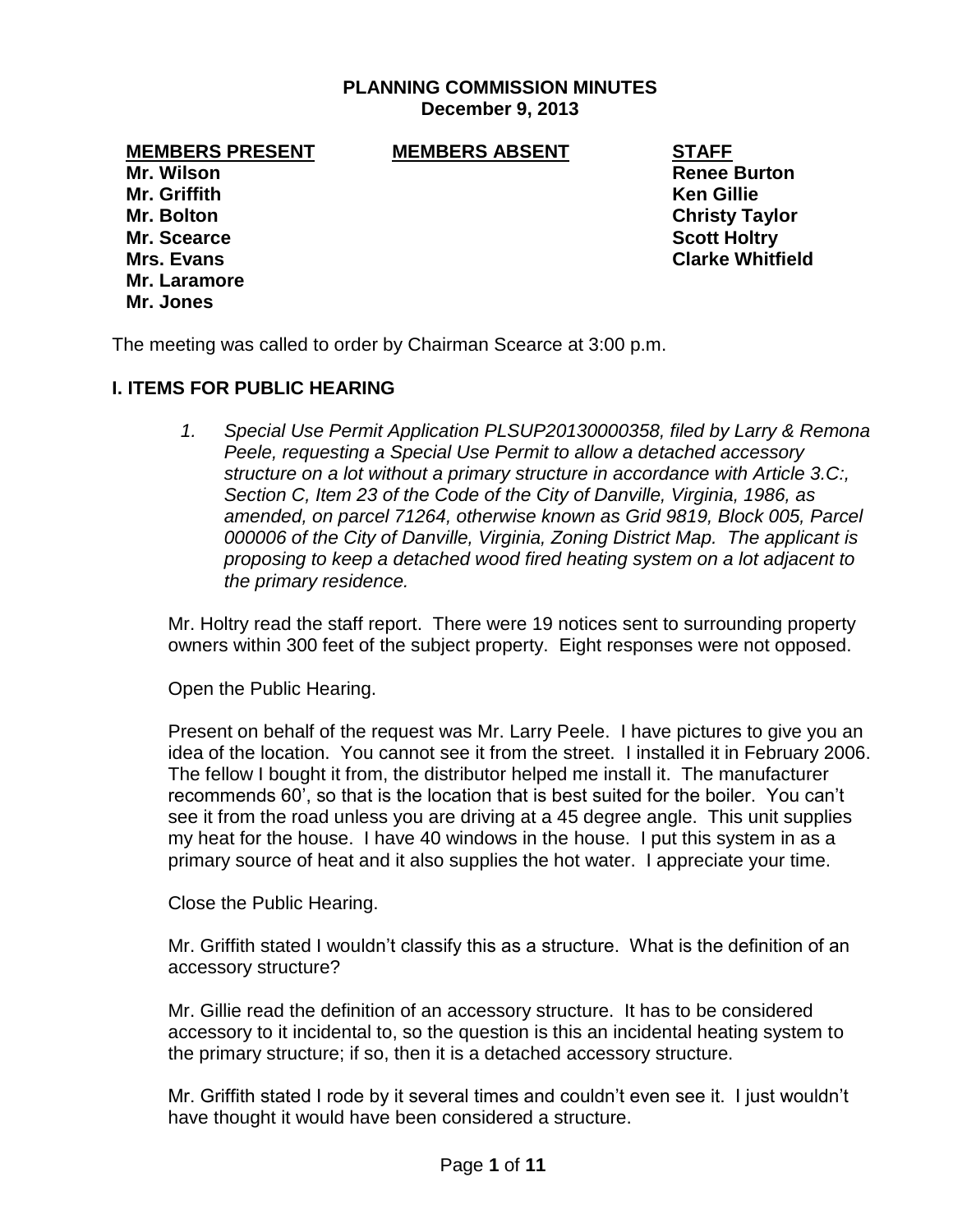## PLANNING COMMISSION MINUTES
**December 9, 2013**

| MEMBERS PRESENT | MEMBERS ABSENT | STAFF |
|---|---|---|
| Mr. Wilson | | Renee Burton |
| Mr. Griffith | | Ken Gillie |
| Mr. Bolton | | Christy Taylor |
| Mr. Scearce | | Scott Holtry |
| Mrs. Evans | | Clarke Whitfield |
| Mr. Laramore | | |
| Mr. Jones | | |

The meeting was called to order by Chairman Scearce at 3:00 p.m.

### I. ITEMS FOR PUBLIC HEARING

1. *Special Use Permit Application PLSUP20130000358, filed by Larry & Remona Peele, requesting a Special Use Permit to allow a detached accessory structure on a lot without a primary structure in accordance with Article 3.C:, Section C, Item 23 of the Code of the City of Danville, Virginia, 1986, as amended, on parcel 71264, otherwise known as Grid 9819, Block 005, Parcel 000006 of the City of Danville, Virginia, Zoning District Map. The applicant is proposing to keep a detached wood fired heating system on a lot adjacent to the primary residence.*

Mr. Holtry read the staff report. There were 19 notices sent to surrounding property owners within 300 feet of the subject property. Eight responses were not opposed.

Open the Public Hearing.

Present on behalf of the request was Mr. Larry Peele. I have pictures to give you an idea of the location. You cannot see it from the street. I installed it in February 2006. The fellow I bought it from, the distributor helped me install it. The manufacturer recommends 60', so that is the location that is best suited for the boiler. You can't see it from the road unless you are driving at a 45 degree angle. This unit supplies my heat for the house. I have 40 windows in the house. I put this system in as a primary source of heat and it also supplies the hot water. I appreciate your time.

Close the Public Hearing.

Mr. Griffith stated I wouldn't classify this as a structure. What is the definition of an accessory structure?

Mr. Gillie read the definition of an accessory structure. It has to be considered accessory to it incidental to, so the question is this an incidental heating system to the primary structure; if so, then it is a detached accessory structure.

Mr. Griffith stated I rode by it several times and couldn't even see it. I just wouldn't have thought it would have been considered a structure.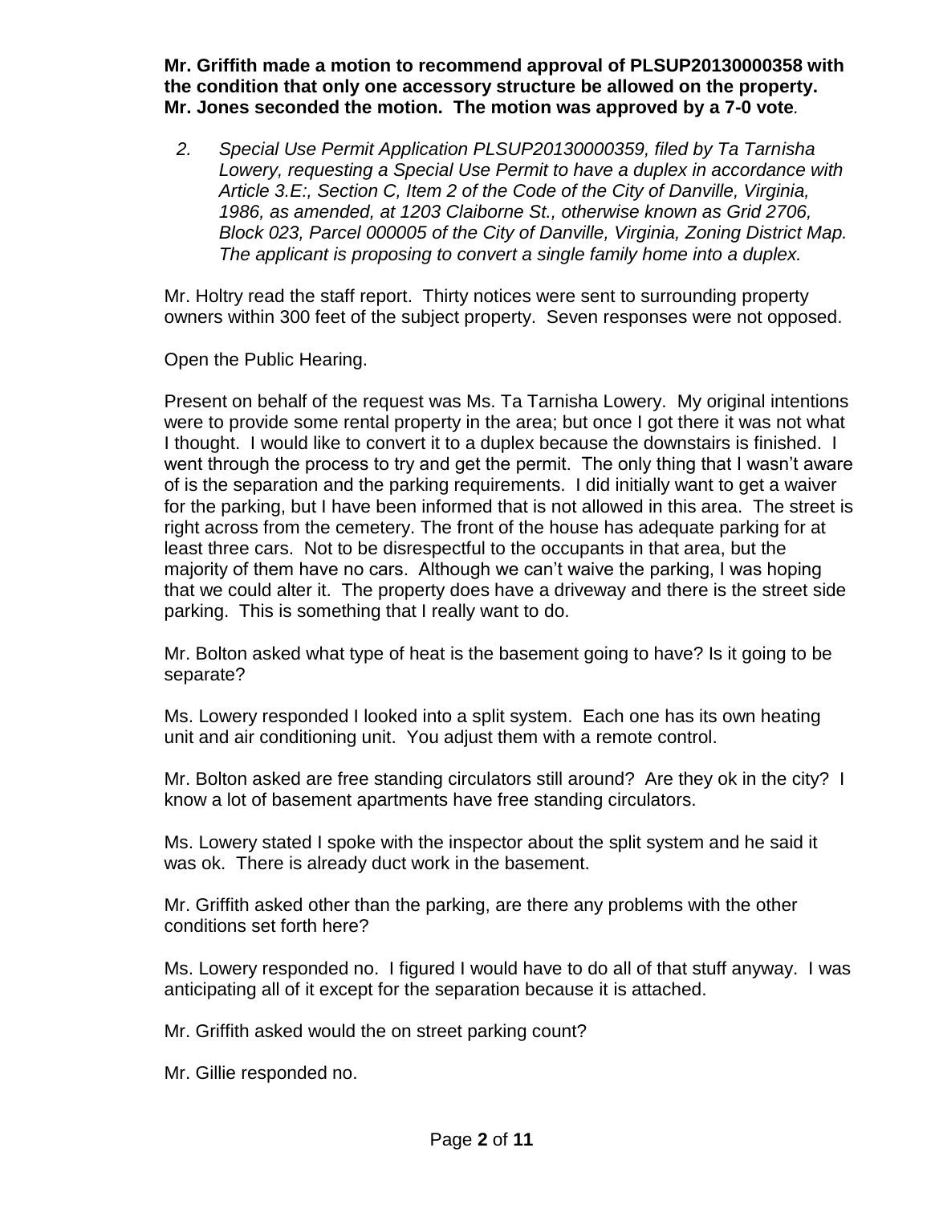**Mr. Griffith made a motion to recommend approval of PLSUP20130000358 with the condition that only one accessory structure be allowed on the property. Mr. Jones seconded the motion. The motion was approved by a 7-0 vote***.*

2. *Special Use Permit Application PLSUP20130000359, filed by Ta Tarnisha Lowery, requesting a Special Use Permit to have a duplex in accordance with Article 3.E:, Section C, Item 2 of the Code of the City of Danville, Virginia, 1986, as amended, at 1203 Claiborne St., otherwise known as Grid 2706, Block 023, Parcel 000005 of the City of Danville, Virginia, Zoning District Map. The applicant is proposing to convert a single family home into a duplex.*

Mr. Holtry read the staff report. Thirty notices were sent to surrounding property owners within 300 feet of the subject property. Seven responses were not opposed.

Open the Public Hearing.

Present on behalf of the request was Ms. Ta Tarnisha Lowery. My original intentions were to provide some rental property in the area; but once I got there it was not what I thought. I would like to convert it to a duplex because the downstairs is finished. I went through the process to try and get the permit. The only thing that I wasn't aware of is the separation and the parking requirements. I did initially want to get a waiver for the parking, but I have been informed that is not allowed in this area. The street is right across from the cemetery. The front of the house has adequate parking for at least three cars. Not to be disrespectful to the occupants in that area, but the majority of them have no cars. Although we can't waive the parking, I was hoping that we could alter it. The property does have a driveway and there is the street side parking. This is something that I really want to do.

Mr. Bolton asked what type of heat is the basement going to have? Is it going to be separate?

Ms. Lowery responded I looked into a split system. Each one has its own heating unit and air conditioning unit. You adjust them with a remote control.

Mr. Bolton asked are free standing circulators still around? Are they ok in the city? I know a lot of basement apartments have free standing circulators.

Ms. Lowery stated I spoke with the inspector about the split system and he said it was ok. There is already duct work in the basement.

Mr. Griffith asked other than the parking, are there any problems with the other conditions set forth here?

Ms. Lowery responded no. I figured I would have to do all of that stuff anyway. I was anticipating all of it except for the separation because it is attached.

Mr. Griffith asked would the on street parking count?

Mr. Gillie responded no.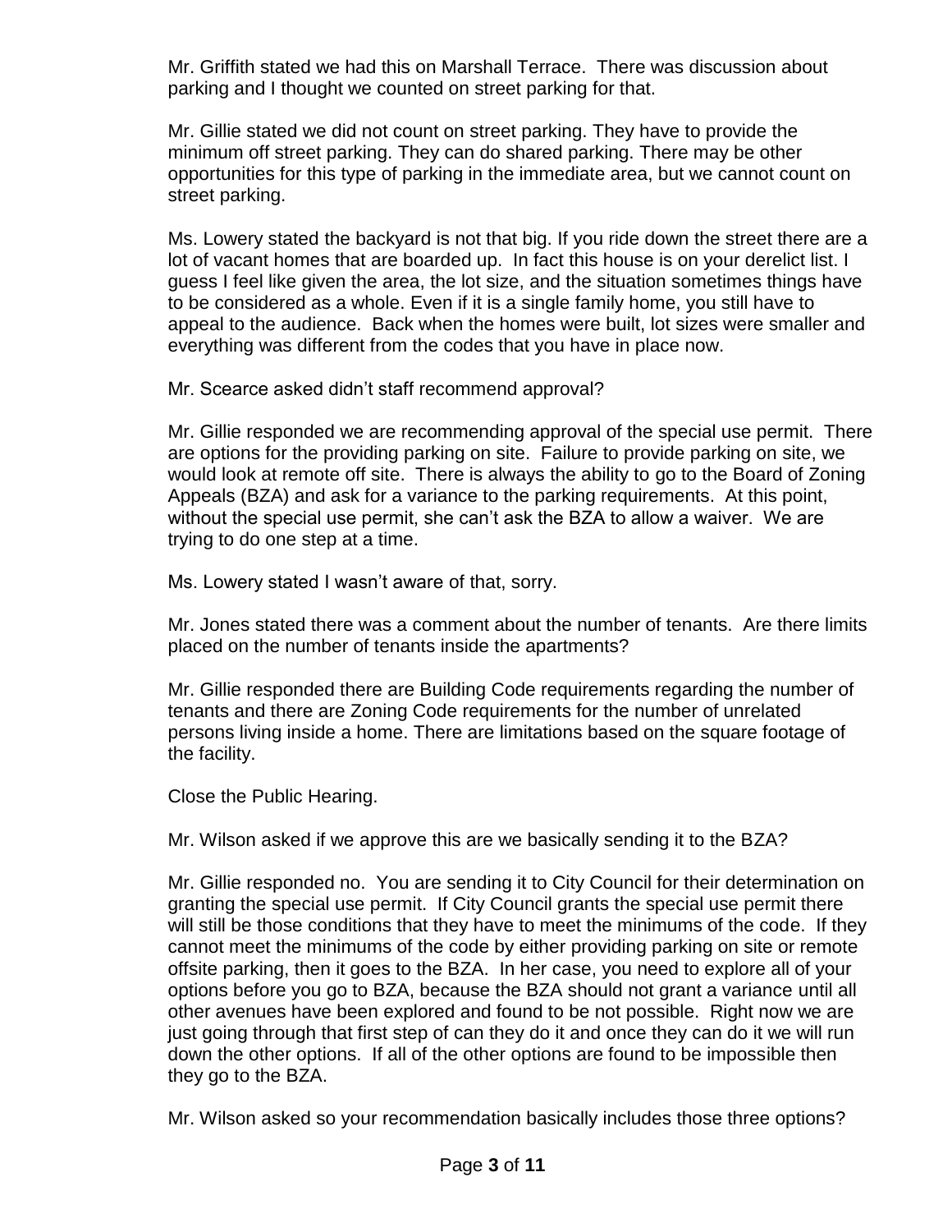Mr. Griffith stated we had this on Marshall Terrace. There was discussion about parking and I thought we counted on street parking for that.

Mr. Gillie stated we did not count on street parking. They have to provide the minimum off street parking. They can do shared parking. There may be other opportunities for this type of parking in the immediate area, but we cannot count on street parking.

Ms. Lowery stated the backyard is not that big. If you ride down the street there are a lot of vacant homes that are boarded up. In fact this house is on your derelict list. I guess I feel like given the area, the lot size, and the situation sometimes things have to be considered as a whole. Even if it is a single family home, you still have to appeal to the audience. Back when the homes were built, lot sizes were smaller and everything was different from the codes that you have in place now.

Mr. Scearce asked didn't staff recommend approval?

Mr. Gillie responded we are recommending approval of the special use permit. There are options for the providing parking on site. Failure to provide parking on site, we would look at remote off site. There is always the ability to go to the Board of Zoning Appeals (BZA) and ask for a variance to the parking requirements. At this point, without the special use permit, she can't ask the BZA to allow a waiver. We are trying to do one step at a time.

Ms. Lowery stated I wasn't aware of that, sorry.

Mr. Jones stated there was a comment about the number of tenants. Are there limits placed on the number of tenants inside the apartments?

Mr. Gillie responded there are Building Code requirements regarding the number of tenants and there are Zoning Code requirements for the number of unrelated persons living inside a home. There are limitations based on the square footage of the facility.

Close the Public Hearing.

Mr. Wilson asked if we approve this are we basically sending it to the BZA?

Mr. Gillie responded no. You are sending it to City Council for their determination on granting the special use permit. If City Council grants the special use permit there will still be those conditions that they have to meet the minimums of the code. If they cannot meet the minimums of the code by either providing parking on site or remote offsite parking, then it goes to the BZA. In her case, you need to explore all of your options before you go to BZA, because the BZA should not grant a variance until all other avenues have been explored and found to be not possible. Right now we are just going through that first step of can they do it and once they can do it we will run down the other options. If all of the other options are found to be impossible then they go to the BZA.

Mr. Wilson asked so your recommendation basically includes those three options?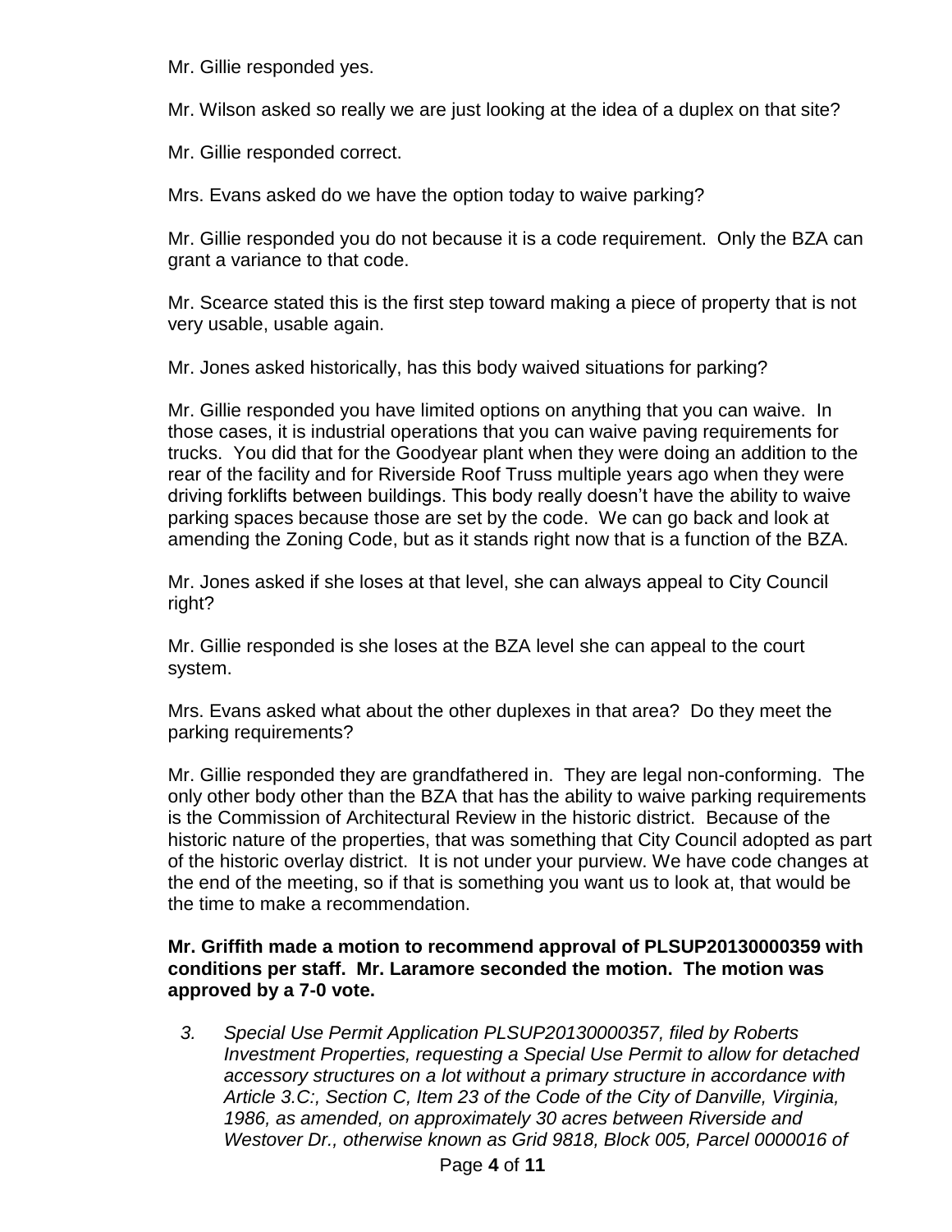Mr. Gillie responded yes.

Mr. Wilson asked so really we are just looking at the idea of a duplex on that site?

Mr. Gillie responded correct.

Mrs. Evans asked do we have the option today to waive parking?

Mr. Gillie responded you do not because it is a code requirement. Only the BZA can grant a variance to that code.

Mr. Scearce stated this is the first step toward making a piece of property that is not very usable, usable again.

Mr. Jones asked historically, has this body waived situations for parking?

Mr. Gillie responded you have limited options on anything that you can waive. In those cases, it is industrial operations that you can waive paving requirements for trucks. You did that for the Goodyear plant when they were doing an addition to the rear of the facility and for Riverside Roof Truss multiple years ago when they were driving forklifts between buildings. This body really doesn't have the ability to waive parking spaces because those are set by the code. We can go back and look at amending the Zoning Code, but as it stands right now that is a function of the BZA.

Mr. Jones asked if she loses at that level, she can always appeal to City Council right?

Mr. Gillie responded is she loses at the BZA level she can appeal to the court system.

Mrs. Evans asked what about the other duplexes in that area? Do they meet the parking requirements?

Mr. Gillie responded they are grandfathered in. They are legal non-conforming. The only other body other than the BZA that has the ability to waive parking requirements is the Commission of Architectural Review in the historic district. Because of the historic nature of the properties, that was something that City Council adopted as part of the historic overlay district. It is not under your purview. We have code changes at the end of the meeting, so if that is something you want us to look at, that would be the time to make a recommendation.

**Mr. Griffith made a motion to recommend approval of PLSUP20130000359 with conditions per staff. Mr. Laramore seconded the motion. The motion was approved by a 7-0 vote.**

3. *Special Use Permit Application PLSUP20130000357, filed by Roberts Investment Properties, requesting a Special Use Permit to allow for detached accessory structures on a lot without a primary structure in accordance with Article 3.C:, Section C, Item 23 of the Code of the City of Danville, Virginia, 1986, as amended, on approximately 30 acres between Riverside and Westover Dr., otherwise known as Grid 9818, Block 005, Parcel 0000016 of*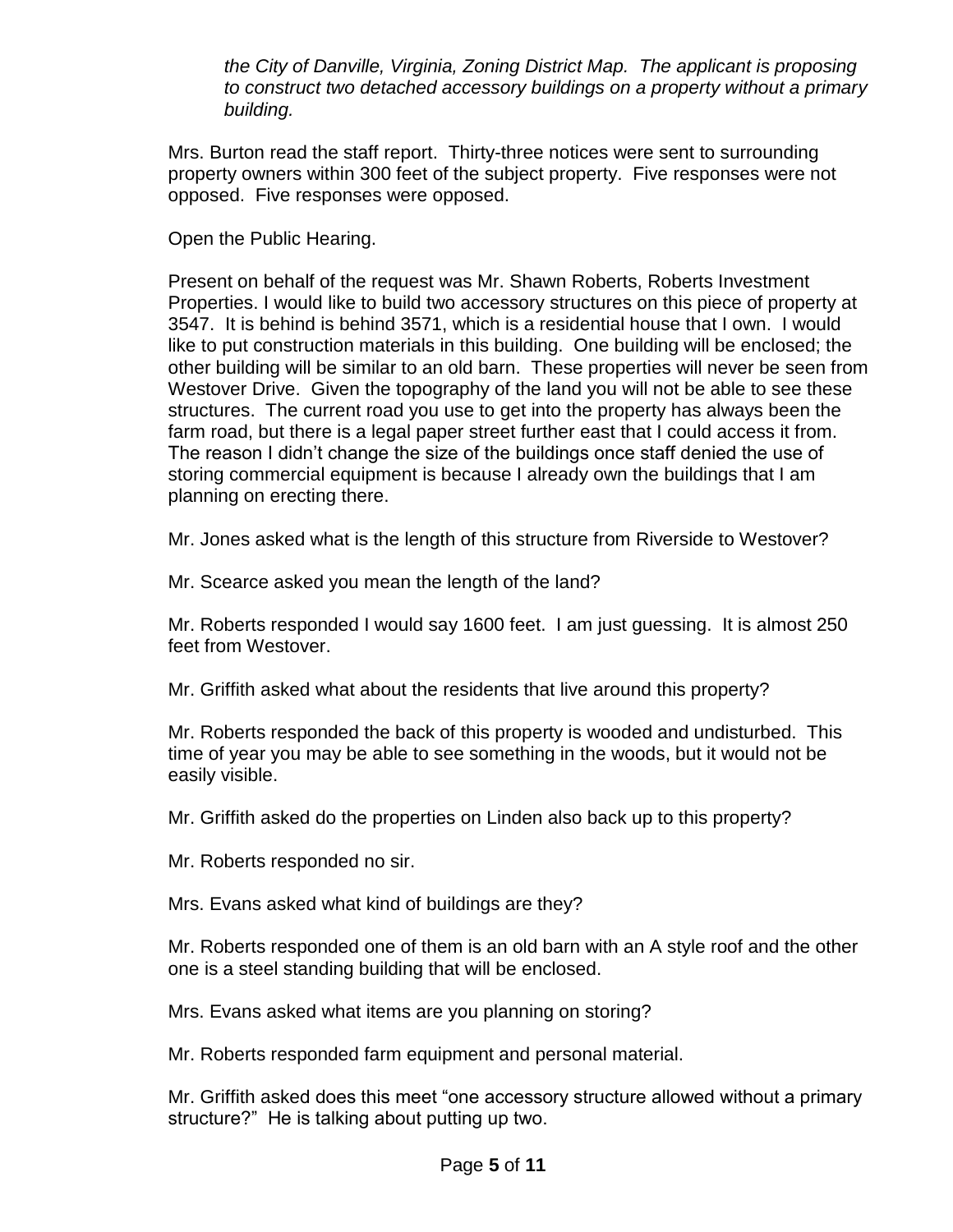*the City of Danville, Virginia, Zoning District Map. The applicant is proposing to construct two detached accessory buildings on a property without a primary building.*

Mrs. Burton read the staff report. Thirty-three notices were sent to surrounding property owners within 300 feet of the subject property. Five responses were not opposed. Five responses were opposed.

Open the Public Hearing.

Present on behalf of the request was Mr. Shawn Roberts, Roberts Investment Properties. I would like to build two accessory structures on this piece of property at 3547. It is behind is behind 3571, which is a residential house that I own. I would like to put construction materials in this building. One building will be enclosed; the other building will be similar to an old barn. These properties will never be seen from Westover Drive. Given the topography of the land you will not be able to see these structures. The current road you use to get into the property has always been the farm road, but there is a legal paper street further east that I could access it from. The reason I didn't change the size of the buildings once staff denied the use of storing commercial equipment is because I already own the buildings that I am planning on erecting there.

Mr. Jones asked what is the length of this structure from Riverside to Westover?

Mr. Scearce asked you mean the length of the land?

Mr. Roberts responded I would say 1600 feet. I am just guessing. It is almost 250 feet from Westover.

Mr. Griffith asked what about the residents that live around this property?

Mr. Roberts responded the back of this property is wooded and undisturbed. This time of year you may be able to see something in the woods, but it would not be easily visible.

Mr. Griffith asked do the properties on Linden also back up to this property?

Mr. Roberts responded no sir.

Mrs. Evans asked what kind of buildings are they?

Mr. Roberts responded one of them is an old barn with an A style roof and the other one is a steel standing building that will be enclosed.

Mrs. Evans asked what items are you planning on storing?

Mr. Roberts responded farm equipment and personal material.

Mr. Griffith asked does this meet "one accessory structure allowed without a primary structure?" He is talking about putting up two.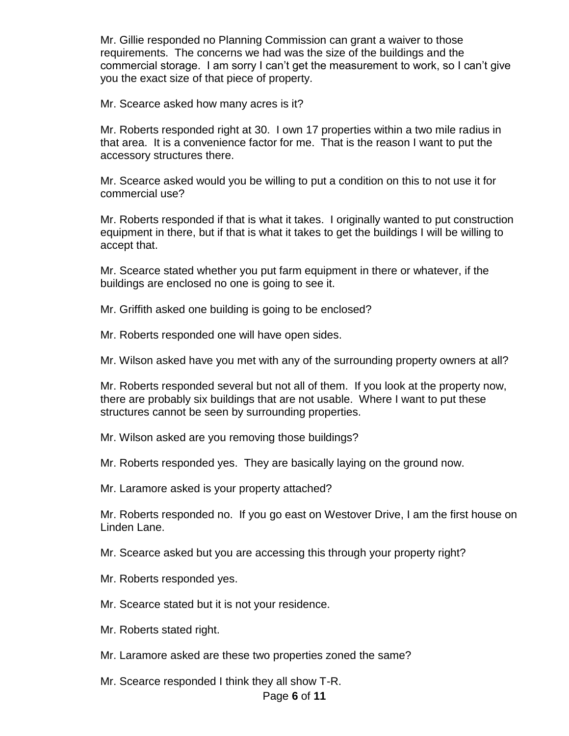Mr. Gillie responded no Planning Commission can grant a waiver to those requirements. The concerns we had was the size of the buildings and the commercial storage. I am sorry I can't get the measurement to work, so I can't give you the exact size of that piece of property.

Mr. Scearce asked how many acres is it?

Mr. Roberts responded right at 30. I own 17 properties within a two mile radius in that area. It is a convenience factor for me. That is the reason I want to put the accessory structures there.

Mr. Scearce asked would you be willing to put a condition on this to not use it for commercial use?

Mr. Roberts responded if that is what it takes. I originally wanted to put construction equipment in there, but if that is what it takes to get the buildings I will be willing to accept that.

Mr. Scearce stated whether you put farm equipment in there or whatever, if the buildings are enclosed no one is going to see it.

Mr. Griffith asked one building is going to be enclosed?

Mr. Roberts responded one will have open sides.

Mr. Wilson asked have you met with any of the surrounding property owners at all?

Mr. Roberts responded several but not all of them. If you look at the property now, there are probably six buildings that are not usable. Where I want to put these structures cannot be seen by surrounding properties.

Mr. Wilson asked are you removing those buildings?

Mr. Roberts responded yes. They are basically laying on the ground now.

Mr. Laramore asked is your property attached?

Mr. Roberts responded no. If you go east on Westover Drive, I am the first house on Linden Lane.

Mr. Scearce asked but you are accessing this through your property right?

Mr. Roberts responded yes.

Mr. Scearce stated but it is not your residence.

Mr. Roberts stated right.

Mr. Laramore asked are these two properties zoned the same?

Mr. Scearce responded I think they all show T-R.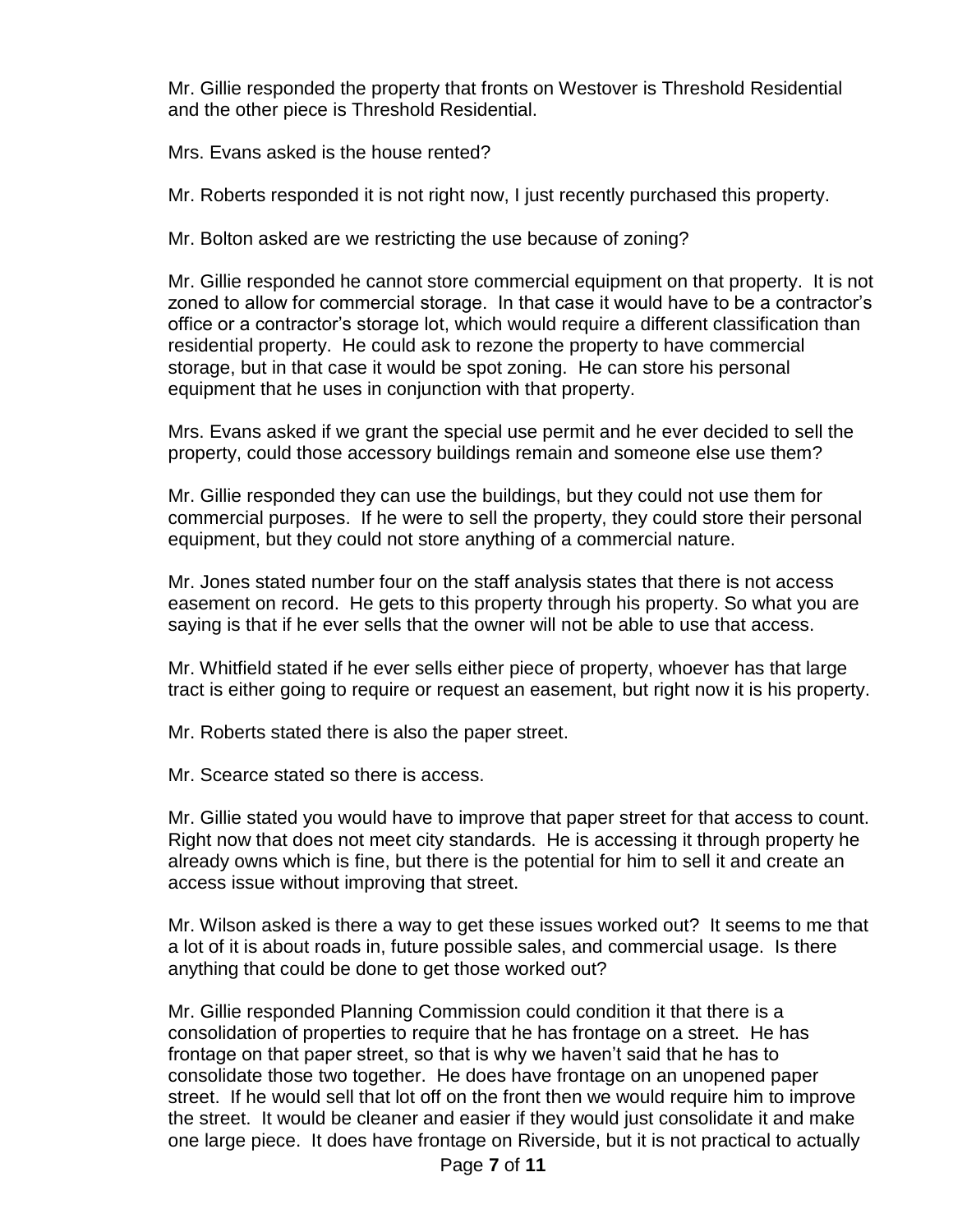Mr. Gillie responded the property that fronts on Westover is Threshold Residential and the other piece is Threshold Residential.

Mrs. Evans asked is the house rented?

Mr. Roberts responded it is not right now, I just recently purchased this property.

Mr. Bolton asked are we restricting the use because of zoning?

Mr. Gillie responded he cannot store commercial equipment on that property. It is not zoned to allow for commercial storage. In that case it would have to be a contractor's office or a contractor's storage lot, which would require a different classification than residential property. He could ask to rezone the property to have commercial storage, but in that case it would be spot zoning. He can store his personal equipment that he uses in conjunction with that property.

Mrs. Evans asked if we grant the special use permit and he ever decided to sell the property, could those accessory buildings remain and someone else use them?

Mr. Gillie responded they can use the buildings, but they could not use them for commercial purposes. If he were to sell the property, they could store their personal equipment, but they could not store anything of a commercial nature.

Mr. Jones stated number four on the staff analysis states that there is not access easement on record. He gets to this property through his property. So what you are saying is that if he ever sells that the owner will not be able to use that access.

Mr. Whitfield stated if he ever sells either piece of property, whoever has that large tract is either going to require or request an easement, but right now it is his property.

Mr. Roberts stated there is also the paper street.

Mr. Scearce stated so there is access.

Mr. Gillie stated you would have to improve that paper street for that access to count. Right now that does not meet city standards. He is accessing it through property he already owns which is fine, but there is the potential for him to sell it and create an access issue without improving that street.

Mr. Wilson asked is there a way to get these issues worked out? It seems to me that a lot of it is about roads in, future possible sales, and commercial usage. Is there anything that could be done to get those worked out?

Mr. Gillie responded Planning Commission could condition it that there is a consolidation of properties to require that he has frontage on a street. He has frontage on that paper street, so that is why we haven't said that he has to consolidate those two together. He does have frontage on an unopened paper street. If he would sell that lot off on the front then we would require him to improve the street. It would be cleaner and easier if they would just consolidate it and make one large piece. It does have frontage on Riverside, but it is not practical to actually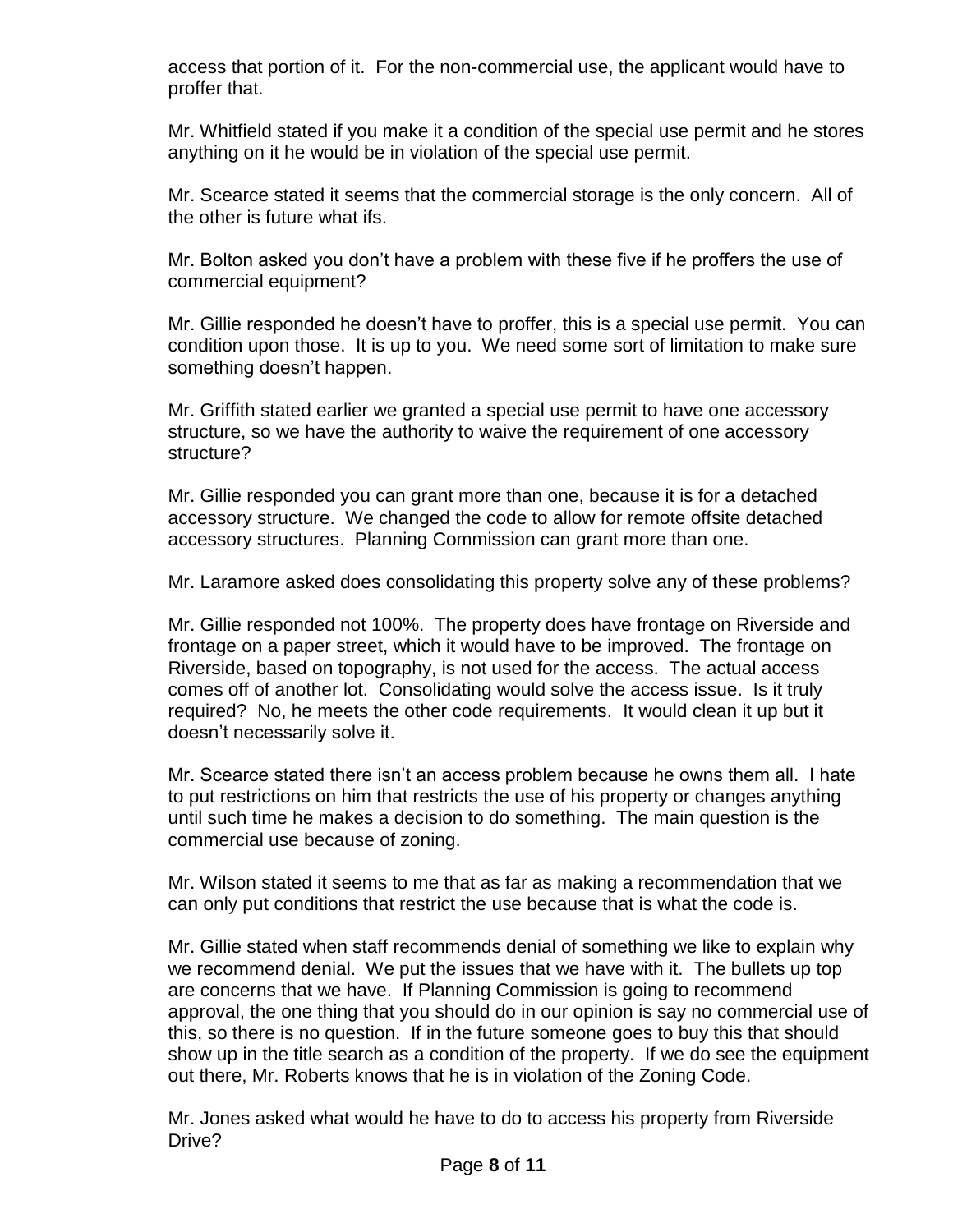access that portion of it. For the non-commercial use, the applicant would have to proffer that.

Mr. Whitfield stated if you make it a condition of the special use permit and he stores anything on it he would be in violation of the special use permit.

Mr. Scearce stated it seems that the commercial storage is the only concern. All of the other is future what ifs.

Mr. Bolton asked you don't have a problem with these five if he proffers the use of commercial equipment?

Mr. Gillie responded he doesn't have to proffer, this is a special use permit. You can condition upon those. It is up to you. We need some sort of limitation to make sure something doesn't happen.

Mr. Griffith stated earlier we granted a special use permit to have one accessory structure, so we have the authority to waive the requirement of one accessory structure?

Mr. Gillie responded you can grant more than one, because it is for a detached accessory structure. We changed the code to allow for remote offsite detached accessory structures. Planning Commission can grant more than one.

Mr. Laramore asked does consolidating this property solve any of these problems?

Mr. Gillie responded not 100%. The property does have frontage on Riverside and frontage on a paper street, which it would have to be improved. The frontage on Riverside, based on topography, is not used for the access. The actual access comes off of another lot. Consolidating would solve the access issue. Is it truly required? No, he meets the other code requirements. It would clean it up but it doesn't necessarily solve it.

Mr. Scearce stated there isn't an access problem because he owns them all. I hate to put restrictions on him that restricts the use of his property or changes anything until such time he makes a decision to do something. The main question is the commercial use because of zoning.

Mr. Wilson stated it seems to me that as far as making a recommendation that we can only put conditions that restrict the use because that is what the code is.

Mr. Gillie stated when staff recommends denial of something we like to explain why we recommend denial. We put the issues that we have with it. The bullets up top are concerns that we have. If Planning Commission is going to recommend approval, the one thing that you should do in our opinion is say no commercial use of this, so there is no question. If in the future someone goes to buy this that should show up in the title search as a condition of the property. If we do see the equipment out there, Mr. Roberts knows that he is in violation of the Zoning Code.

Mr. Jones asked what would he have to do to access his property from Riverside Drive?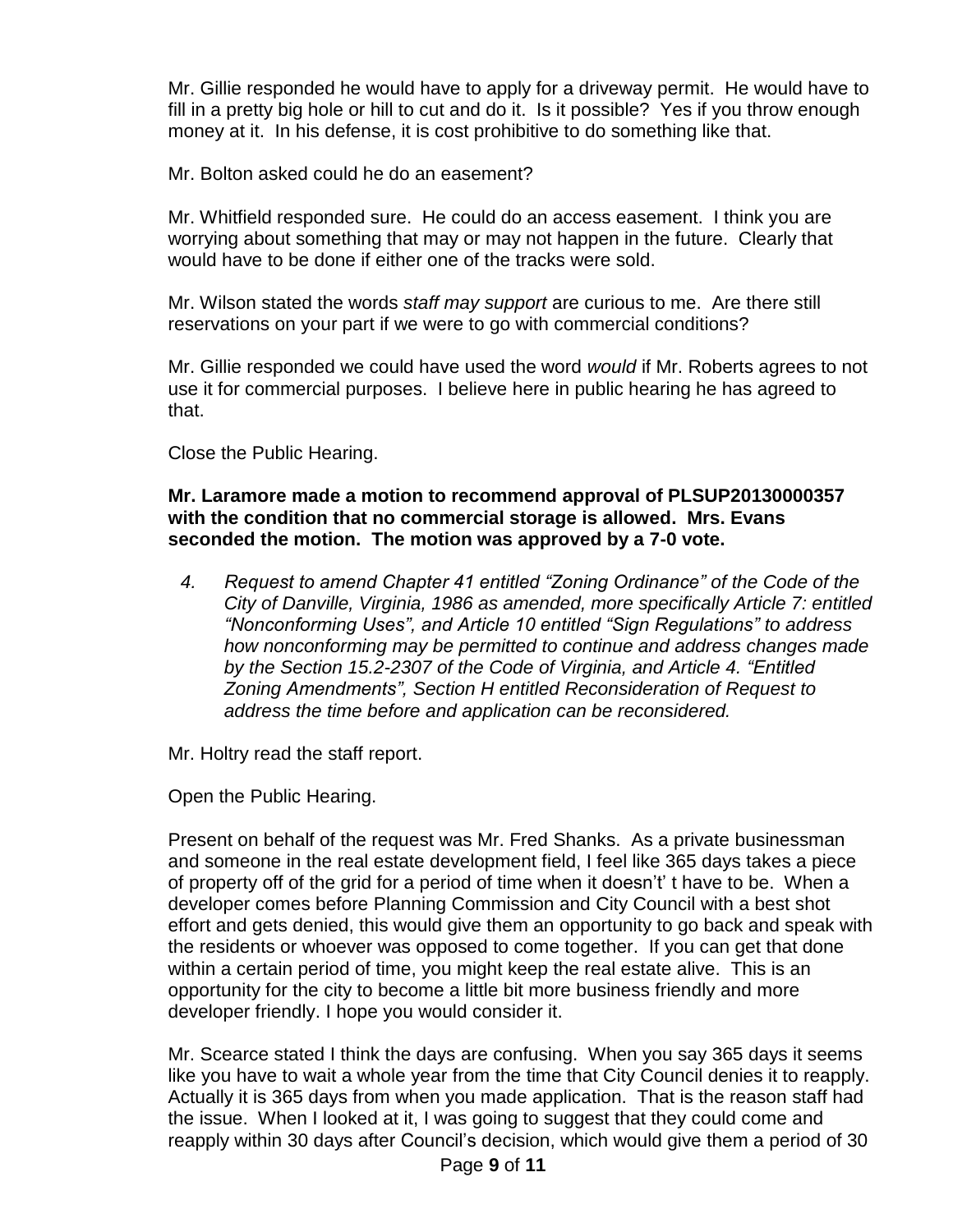Mr. Gillie responded he would have to apply for a driveway permit. He would have to fill in a pretty big hole or hill to cut and do it. Is it possible? Yes if you throw enough money at it. In his defense, it is cost prohibitive to do something like that.

Mr. Bolton asked could he do an easement?

Mr. Whitfield responded sure. He could do an access easement. I think you are worrying about something that may or may not happen in the future. Clearly that would have to be done if either one of the tracks were sold.

Mr. Wilson stated the words *staff may support* are curious to me. Are there still reservations on your part if we were to go with commercial conditions?

Mr. Gillie responded we could have used the word *would* if Mr. Roberts agrees to not use it for commercial purposes. I believe here in public hearing he has agreed to that.

Close the Public Hearing.

**Mr. Laramore made a motion to recommend approval of PLSUP20130000357 with the condition that no commercial storage is allowed. Mrs. Evans seconded the motion. The motion was approved by a 7-0 vote.**

4. *Request to amend Chapter 41 entitled "Zoning Ordinance" of the Code of the City of Danville, Virginia, 1986 as amended, more specifically Article 7: entitled "Nonconforming Uses", and Article 10 entitled "Sign Regulations" to address how nonconforming may be permitted to continue and address changes made by the Section 15.2-2307 of the Code of Virginia, and Article 4. "Entitled Zoning Amendments", Section H entitled Reconsideration of Request to address the time before and application can be reconsidered.*

Mr. Holtry read the staff report.

Open the Public Hearing.

Present on behalf of the request was Mr. Fred Shanks. As a private businessman and someone in the real estate development field, I feel like 365 days takes a piece of property off of the grid for a period of time when it doesn't' t have to be. When a developer comes before Planning Commission and City Council with a best shot effort and gets denied, this would give them an opportunity to go back and speak with the residents or whoever was opposed to come together. If you can get that done within a certain period of time, you might keep the real estate alive. This is an opportunity for the city to become a little bit more business friendly and more developer friendly. I hope you would consider it.

Mr. Scearce stated I think the days are confusing. When you say 365 days it seems like you have to wait a whole year from the time that City Council denies it to reapply. Actually it is 365 days from when you made application. That is the reason staff had the issue. When I looked at it, I was going to suggest that they could come and reapply within 30 days after Council's decision, which would give them a period of 30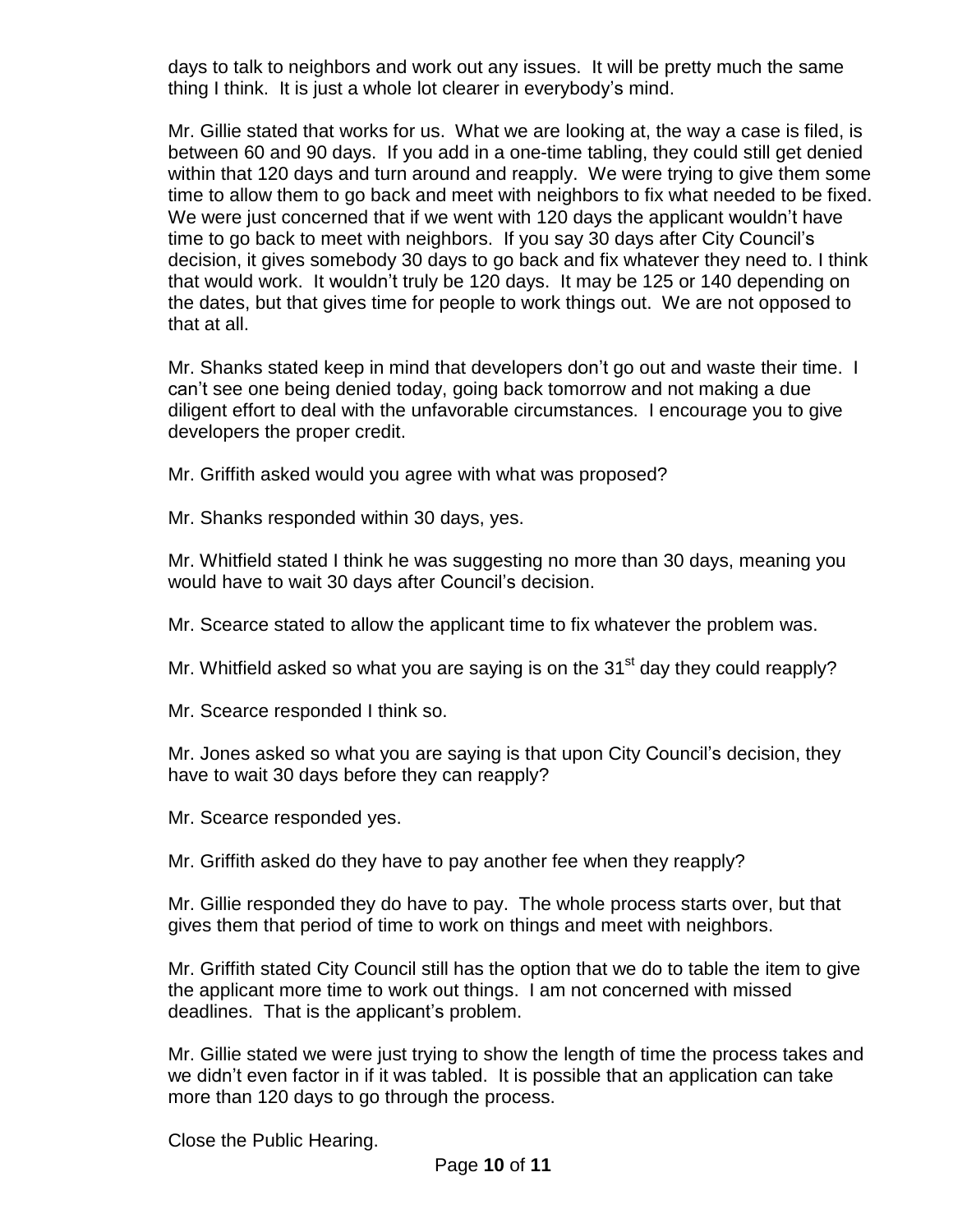days to talk to neighbors and work out any issues. It will be pretty much the same thing I think. It is just a whole lot clearer in everybody's mind.

Mr. Gillie stated that works for us. What we are looking at, the way a case is filed, is between 60 and 90 days. If you add in a one-time tabling, they could still get denied within that 120 days and turn around and reapply. We were trying to give them some time to allow them to go back and meet with neighbors to fix what needed to be fixed. We were just concerned that if we went with 120 days the applicant wouldn't have time to go back to meet with neighbors. If you say 30 days after City Council's decision, it gives somebody 30 days to go back and fix whatever they need to. I think that would work. It wouldn't truly be 120 days. It may be 125 or 140 depending on the dates, but that gives time for people to work things out. We are not opposed to that at all.

Mr. Shanks stated keep in mind that developers don't go out and waste their time. I can't see one being denied today, going back tomorrow and not making a due diligent effort to deal with the unfavorable circumstances. I encourage you to give developers the proper credit.

Mr. Griffith asked would you agree with what was proposed?

Mr. Shanks responded within 30 days, yes.

Mr. Whitfield stated I think he was suggesting no more than 30 days, meaning you would have to wait 30 days after Council's decision.

Mr. Scearce stated to allow the applicant time to fix whatever the problem was.

Mr. Whitfield asked so what you are saying is on the 31st day they could reapply?

Mr. Scearce responded I think so.

Mr. Jones asked so what you are saying is that upon City Council's decision, they have to wait 30 days before they can reapply?

Mr. Scearce responded yes.

Mr. Griffith asked do they have to pay another fee when they reapply?

Mr. Gillie responded they do have to pay. The whole process starts over, but that gives them that period of time to work on things and meet with neighbors.

Mr. Griffith stated City Council still has the option that we do to table the item to give the applicant more time to work out things. I am not concerned with missed deadlines. That is the applicant's problem.

Mr. Gillie stated we were just trying to show the length of time the process takes and we didn't even factor in if it was tabled. It is possible that an application can take more than 120 days to go through the process.

Close the Public Hearing.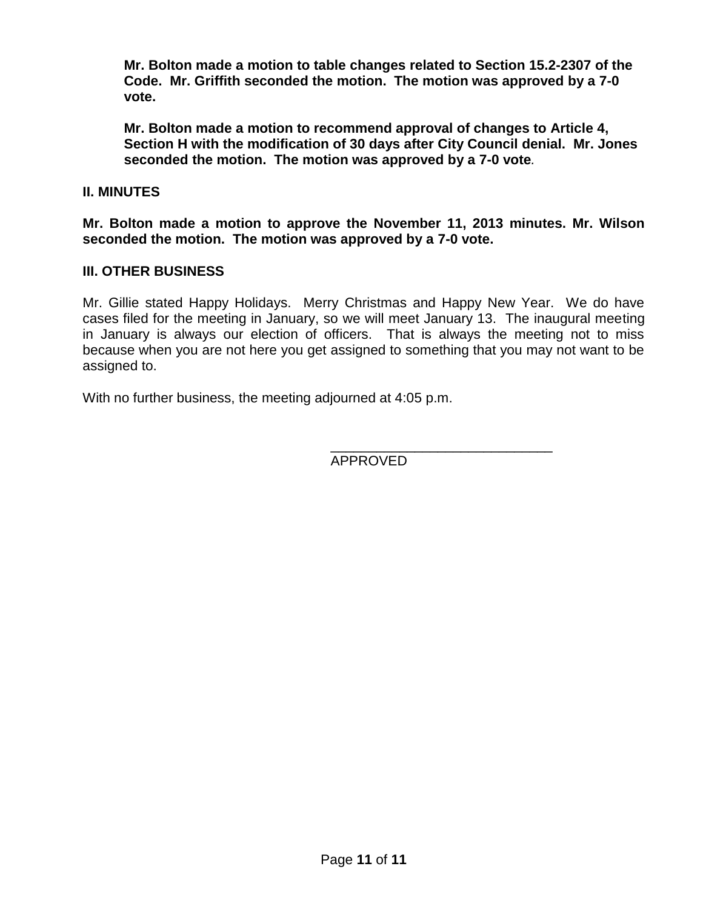**Mr. Bolton made a motion to table changes related to Section 15.2-2307 of the Code. Mr. Griffith seconded the motion. The motion was approved by a 7-0 vote.**

**Mr. Bolton made a motion to recommend approval of changes to Article 4, Section H with the modification of 30 days after City Council denial. Mr. Jones seconded the motion. The motion was approved by a 7-0 vote.**

## II. MINUTES

**Mr. Bolton made a motion to approve the November 11, 2013 minutes. Mr. Wilson seconded the motion. The motion was approved by a 7-0 vote.**

## III. OTHER BUSINESS

Mr. Gillie stated Happy Holidays. Merry Christmas and Happy New Year. We do have cases filed for the meeting in January, so we will meet January 13. The inaugural meeting in January is always our election of officers. That is always the meeting not to miss because when you are not here you get assigned to something that you may not want to be assigned to.

With no further business, the meeting adjourned at 4:05 p.m.

\_\_\_\_\_\_\_\_\_\_\_\_\_\_\_\_\_\_\_\_\_\_\_\_\_\_\_\_\_\_
APPROVED